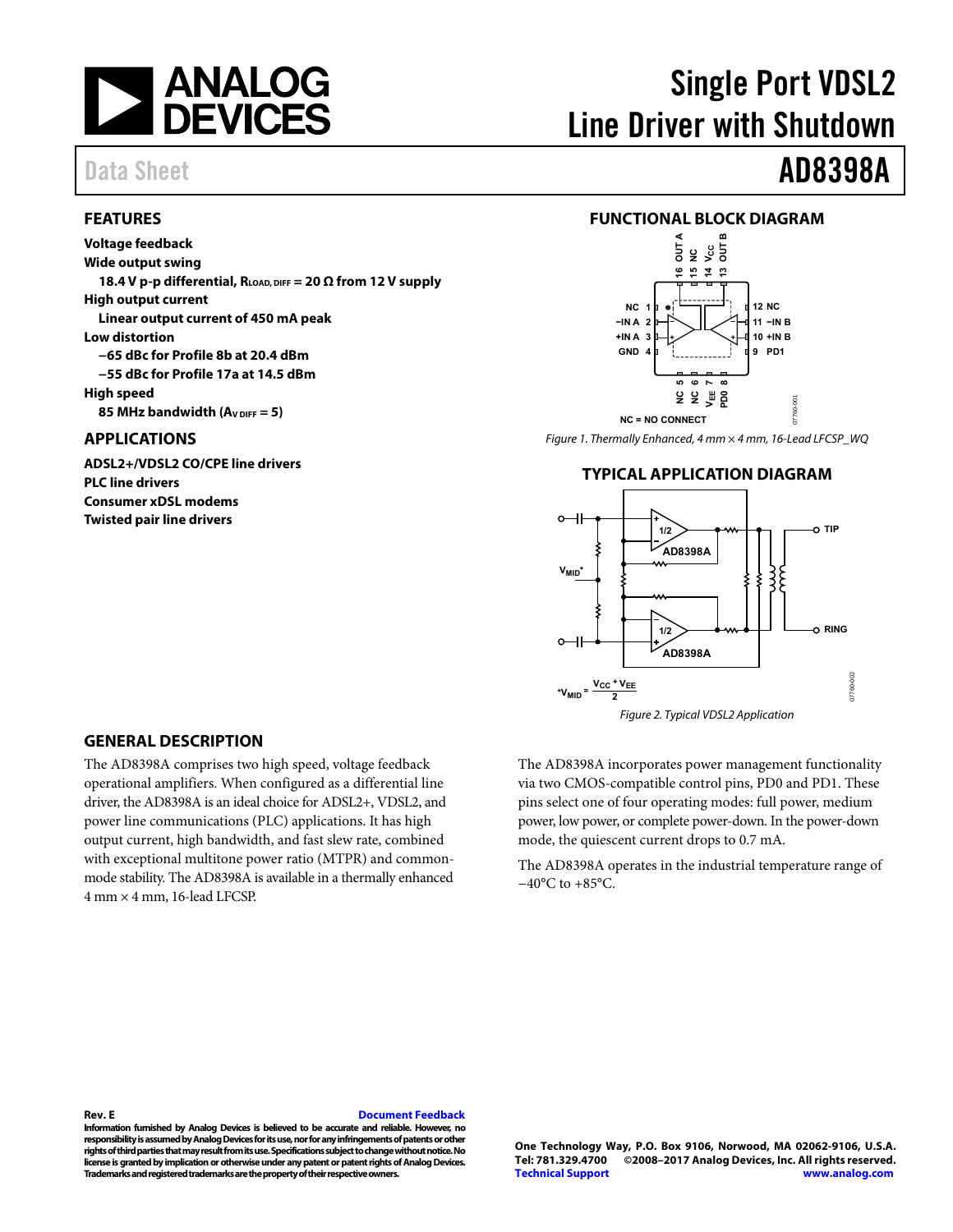# Single Port VDSL2 Line Driver with Shutdown

Data Sheet

# AD8398A

## FEATURES

**Voltage feedback**

**Wide output swing**

**18.4 V p-p differential, $R_{LOAD, DIFF}$ = 20 Ω from 12 V supply**

**High output current**

**Linear output current of 450 mA peak**

**Low distortion**

**−65 dBc for Profile 8b at 20.4 dBm**

**−55 dBc for Profile 17a at 14.5 dBm**

**High speed**

**85 MHz bandwidth ($A_{V\ DIFF}$ = 5)**

## APPLICATIONS

**ADSL2+/VDSL2 CO/CPE line drivers**

**PLC line drivers**

**Consumer xDSL modems**

**Twisted pair line drivers**

## FUNCTIONAL BLOCK DIAGRAM

Figure 1. Thermally Enhanced, 4 mm × 4 mm, 16-Lead LFCSP_WQ

## TYPICAL APPLICATION DIAGRAM

Figure 2. Typical VDSL2 Application

## GENERAL DESCRIPTION

The AD8398A comprises two high speed, voltage feedback operational amplifiers. When configured as a differential line driver, the AD8398A is an ideal choice for ADSL2+, VDSL2, and power line communications (PLC) applications. It has high output current, high bandwidth, and fast slew rate, combined with exceptional multitone power ratio (MTPR) and common-mode stability. The AD8398A is available in a thermally enhanced 4 mm × 4 mm, 16-lead LFCSP.

The AD8398A incorporates power management functionality via two CMOS-compatible control pins, PD0 and PD1. These pins select one of four operating modes: full power, medium power, low power, or complete power-down. In the power-down mode, the quiescent current drops to 0.7 mA.

The AD8398A operates in the industrial temperature range of −40°C to +85°C.

Rev. E

Document Feedback

Information furnished by Analog Devices is believed to be accurate and reliable. However, no responsibility is assumed by Analog Devices for its use, nor for any infringements of patents or other rights of third parties that may result from its use. Specifications subject to change without notice. No license is granted by implication or otherwise under any patent or patent rights of Analog Devices. Trademarks and registered trademarks are the property of their respective owners.

One Technology Way, P.O. Box 9106, Norwood, MA 02062-9106, U.S.A.
Tel: 781.329.4700 ©2008–2017 Analog Devices, Inc. All rights reserved.
Technical Support www.analog.com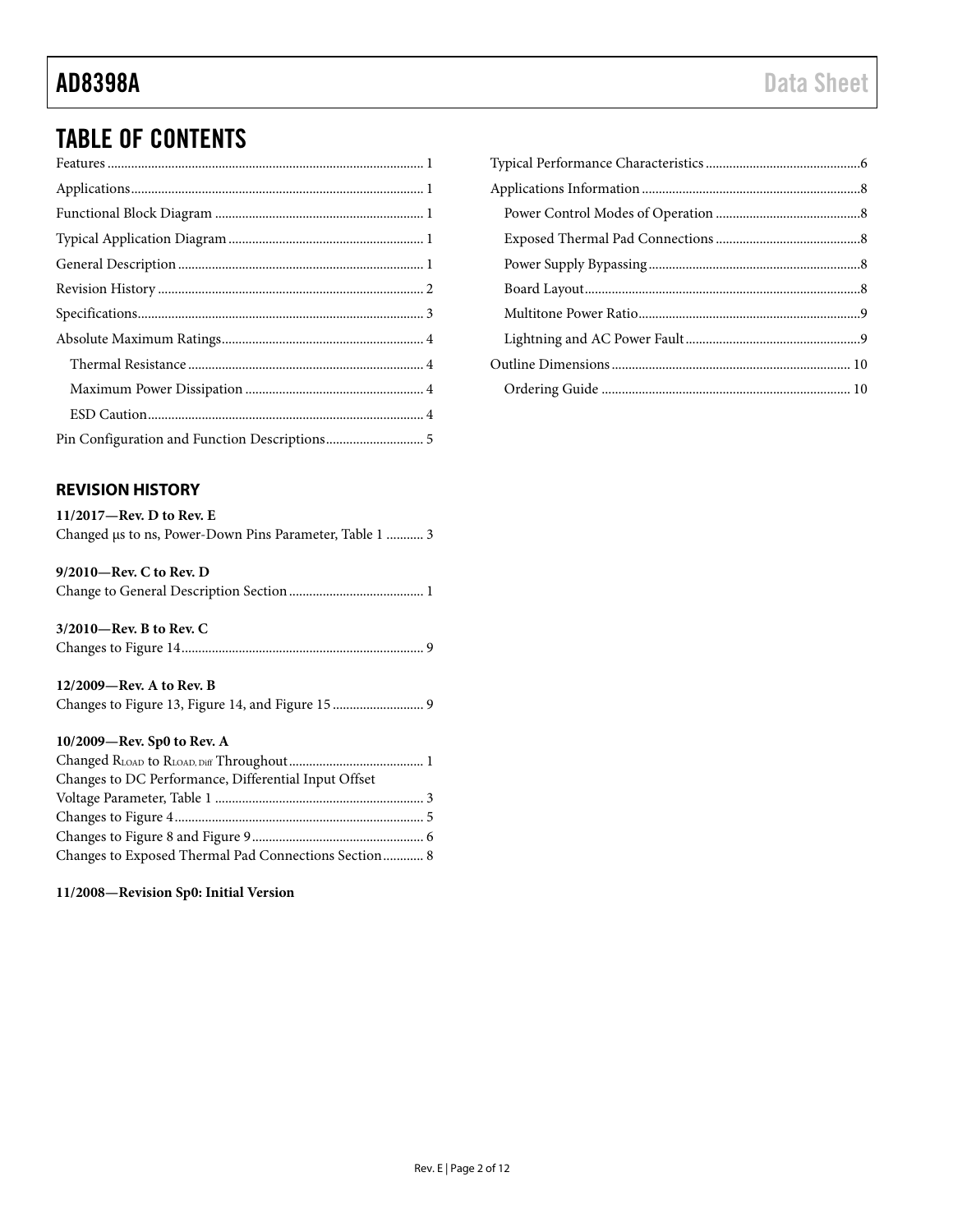# TABLE OF CONTENTS

Features ... 1
Applications ... 1
Functional Block Diagram ... 1
Typical Application Diagram ... 1
General Description ... 1
Revision History ... 2
Specifications ... 3
Absolute Maximum Ratings ... 4
  Thermal Resistance ... 4
  Maximum Power Dissipation ... 4
  ESD Caution ... 4
Pin Configuration and Function Descriptions ... 5
Typical Performance Characteristics ... 6
Applications Information ... 8
  Power Control Modes of Operation ... 8
  Exposed Thermal Pad Connections ... 8
  Power Supply Bypassing ... 8
  Board Layout ... 8
  Multitone Power Ratio ... 9
  Lightning and AC Power Fault ... 9
Outline Dimensions ... 10
  Ordering Guide ... 10

## REVISION HISTORY

**11/2017—Rev. D to Rev. E**
Changed µs to ns, Power-Down Pins Parameter, Table 1 ... 3

**9/2010—Rev. C to Rev. D**
Change to General Description Section ... 1

**3/2010—Rev. B to Rev. C**
Changes to Figure 14 ... 9

**12/2009—Rev. A to Rev. B**
Changes to Figure 13, Figure 14, and Figure 15 ... 9

**10/2009—Rev. Sp0 to Rev. A**
Changed $R_{LOAD}$ to $R_{LOAD, Diff}$ Throughout ... 1
Changes to DC Performance, Differential Input Offset Voltage Parameter, Table 1 ... 3
Changes to Figure 4 ... 5
Changes to Figure 8 and Figure 9 ... 6
Changes to Exposed Thermal Pad Connections Section ... 8

**11/2008—Revision Sp0: Initial Version**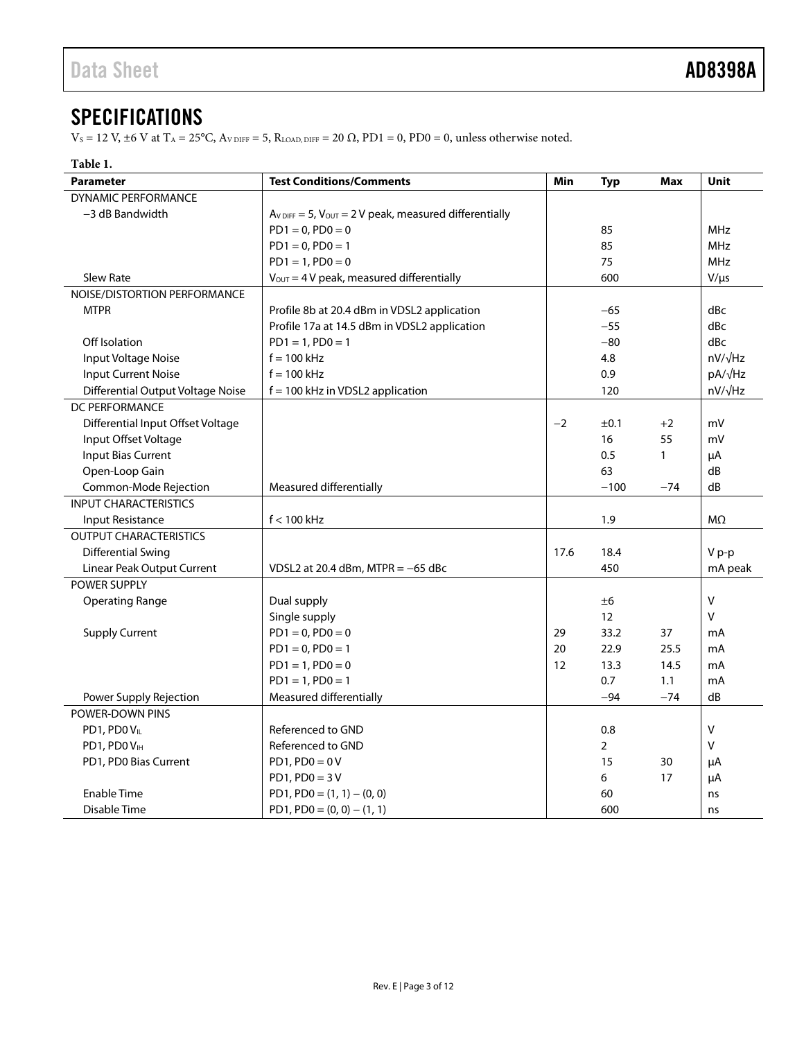# SPECIFICATIONS

$V_S$ = 12 V, ±6 V at $T_A$ = 25°C, $A_{V\,DIFF}$ = 5, $R_{LOAD,\,DIFF}$ = 20 Ω, PD1 = 0, PD0 = 0, unless otherwise noted.

**Table 1.**

| Parameter | Test Conditions/Comments | Min | Typ | Max | Unit |
|---|---|---|---|---|---|
| DYNAMIC PERFORMANCE | | | | | |
| −3 dB Bandwidth | $A_{V\,DIFF}$ = 5, $V_{OUT}$ = 2 V peak, measured differentially | | | | |
| | PD1 = 0, PD0 = 0 | | 85 | | MHz |
| | PD1 = 0, PD0 = 1 | | 85 | | MHz |
| | PD1 = 1, PD0 = 0 | | 75 | | MHz |
| Slew Rate | $V_{OUT}$ = 4 V peak, measured differentially | | 600 | | V/μs |
| NOISE/DISTORTION PERFORMANCE | | | | | |
| MTPR | Profile 8b at 20.4 dBm in VDSL2 application | | −65 | | dBc |
| | Profile 17a at 14.5 dBm in VDSL2 application | | −55 | | dBc |
| Off Isolation | PD1 = 1, PD0 = 1 | | −80 | | dBc |
| Input Voltage Noise | f = 100 kHz | | 4.8 | | nV/√Hz |
| Input Current Noise | f = 100 kHz | | 0.9 | | pA/√Hz |
| Differential Output Voltage Noise | f = 100 kHz in VDSL2 application | | 120 | | nV/√Hz |
| DC PERFORMANCE | | | | | |
| Differential Input Offset Voltage | | −2 | ±0.1 | +2 | mV |
| Input Offset Voltage | | | 16 | 55 | mV |
| Input Bias Current | | | 0.5 | 1 | μA |
| Open-Loop Gain | | | 63 | | dB |
| Common-Mode Rejection | Measured differentially | | −100 | −74 | dB |
| INPUT CHARACTERISTICS | | | | | |
| Input Resistance | f < 100 kHz | | 1.9 | | MΩ |
| OUTPUT CHARACTERISTICS | | | | | |
| Differential Swing | | 17.6 | 18.4 | | V p-p |
| Linear Peak Output Current | VDSL2 at 20.4 dBm, MTPR = −65 dBc | | 450 | | mA peak |
| POWER SUPPLY | | | | | |
| Operating Range | Dual supply | | ±6 | | V |
| | Single supply | | 12 | | V |
| Supply Current | PD1 = 0, PD0 = 0 | 29 | 33.2 | 37 | mA |
| | PD1 = 0, PD0 = 1 | 20 | 22.9 | 25.5 | mA |
| | PD1 = 1, PD0 = 0 | 12 | 13.3 | 14.5 | mA |
| | PD1 = 1, PD0 = 1 | | 0.7 | 1.1 | mA |
| Power Supply Rejection | Measured differentially | | −94 | −74 | dB |
| POWER-DOWN PINS | | | | | |
| PD1, PD0 $V_{IL}$ | Referenced to GND | | 0.8 | | V |
| PD1, PD0 $V_{IH}$ | Referenced to GND | | 2 | | V |
| PD1, PD0 Bias Current | PD1, PD0 = 0 V | | 15 | 30 | μA |
| | PD1, PD0 = 3 V | | 6 | 17 | μA |
| Enable Time | PD1, PD0 = (1, 1) − (0, 0) | | 60 | | ns |
| Disable Time | PD1, PD0 = (0, 0) − (1, 1) | | 600 | | ns |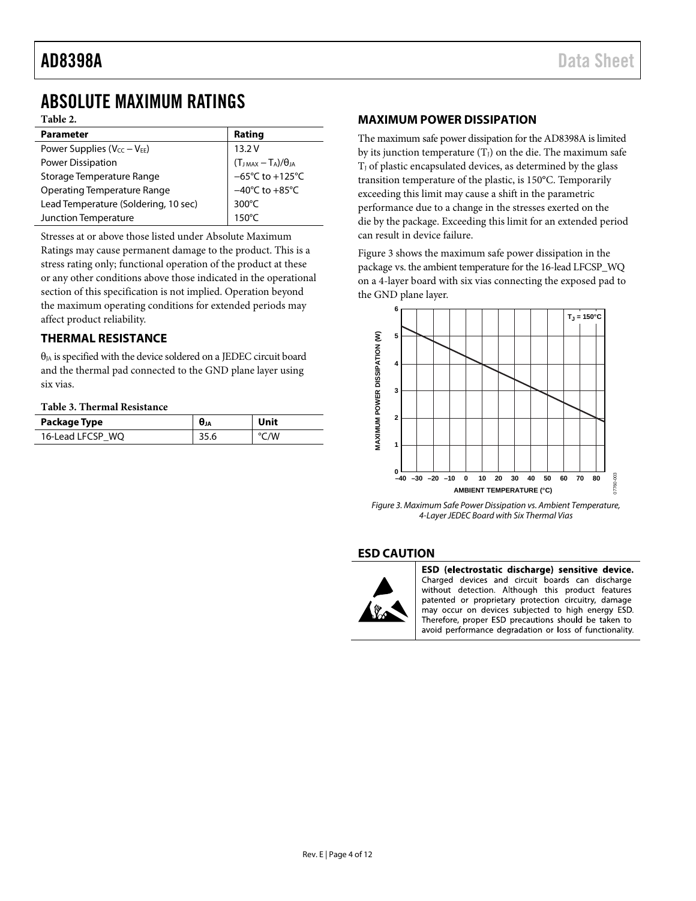# ABSOLUTE MAXIMUM RATINGS

**Table 2.**

| Parameter | Rating |
|---|---|
| Power Supplies ($V_{CC} − V_{EE}$) | 13.2 V |
| Power Dissipation | $(T_{J\,MAX} − T_A)/\theta_{JA}$ |
| Storage Temperature Range | −65°C to +125°C |
| Operating Temperature Range | −40°C to +85°C |
| Lead Temperature (Soldering, 10 sec) | 300°C |
| Junction Temperature | 150°C |

Stresses at or above those listed under Absolute Maximum Ratings may cause permanent damage to the product. This is a stress rating only; functional operation of the product at these or any other conditions above those indicated in the operational section of this specification is not implied. Operation beyond the maximum operating conditions for extended periods may affect product reliability.

## THERMAL RESISTANCE

$\theta_{JA}$ is specified with the device soldered on a JEDEC circuit board and the thermal pad connected to the GND plane layer using six vias.

**Table 3. Thermal Resistance**

| Package Type | $\theta_{JA}$ | Unit |
|---|---|---|
| 16-Lead LFCSP_WQ | 35.6 | °C/W |

## MAXIMUM POWER DISSIPATION

The maximum safe power dissipation for the AD8398A is limited by its junction temperature ($T_J$) on the die. The maximum safe $T_J$ of plastic encapsulated devices, as determined by the glass transition temperature of the plastic, is 150°C. Temporarily exceeding this limit may cause a shift in the parametric performance due to a change in the stresses exerted on the die by the package. Exceeding this limit for an extended period can result in device failure.

Figure 3 shows the maximum safe power dissipation in the package vs. the ambient temperature for the 16-lead LFCSP_WQ on a 4-layer board with six vias connecting the exposed pad to the GND plane layer.

*Figure 3. Maximum Safe Power Dissipation vs. Ambient Temperature, 4-Layer JEDEC Board with Six Thermal Vias*

## ESD CAUTION

**ESD (electrostatic discharge) sensitive device.** Charged devices and circuit boards can discharge without detection. Although this product features patented or proprietary protection circuitry, damage may occur on devices subjected to high energy ESD. Therefore, proper ESD precautions should be taken to avoid performance degradation or loss of functionality.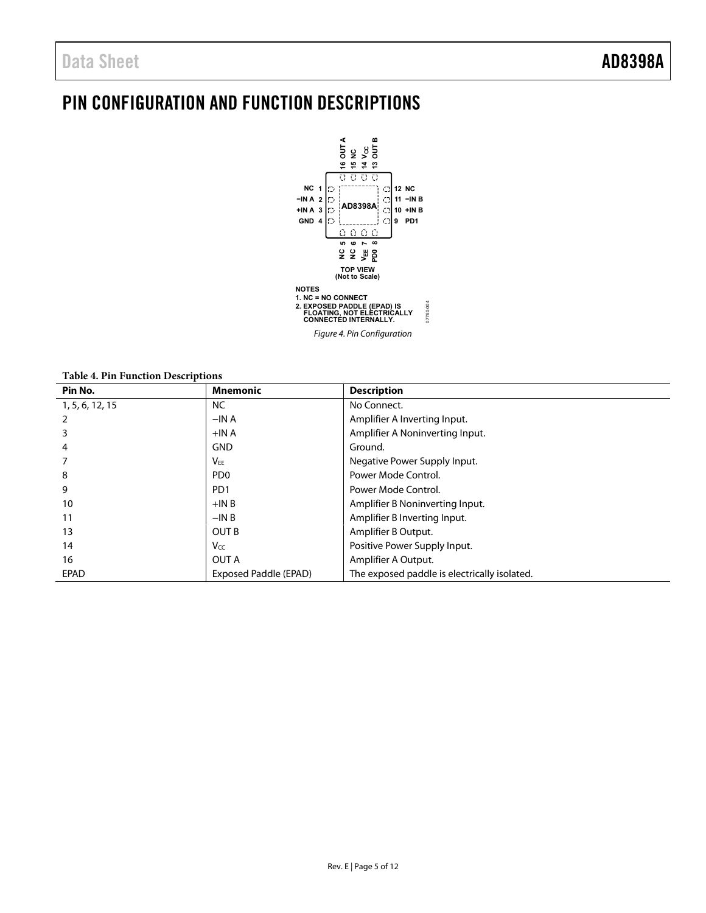# PIN CONFIGURATION AND FUNCTION DESCRIPTIONS

NOTES
1. NC = NO CONNECT
2. EXPOSED PADDLE (EPAD) IS FLOATING, NOT ELECTRICALLY CONNECTED INTERNALLY.

*Figure 4. Pin Configuration*

**Table 4. Pin Function Descriptions**

| Pin No. | Mnemonic | Description |
|---|---|---|
| 1, 5, 6, 12, 15 | NC | No Connect. |
| 2 | −IN A | Amplifier A Inverting Input. |
| 3 | +IN A | Amplifier A Noninverting Input. |
| 4 | GND | Ground. |
| 7 | $V_{EE}$ | Negative Power Supply Input. |
| 8 | PD0 | Power Mode Control. |
| 9 | PD1 | Power Mode Control. |
| 10 | +IN B | Amplifier B Noninverting Input. |
| 11 | −IN B | Amplifier B Inverting Input. |
| 13 | OUT B | Amplifier B Output. |
| 14 | $V_{CC}$ | Positive Power Supply Input. |
| 16 | OUT A | Amplifier A Output. |
| EPAD | Exposed Paddle (EPAD) | The exposed paddle is electrically isolated. |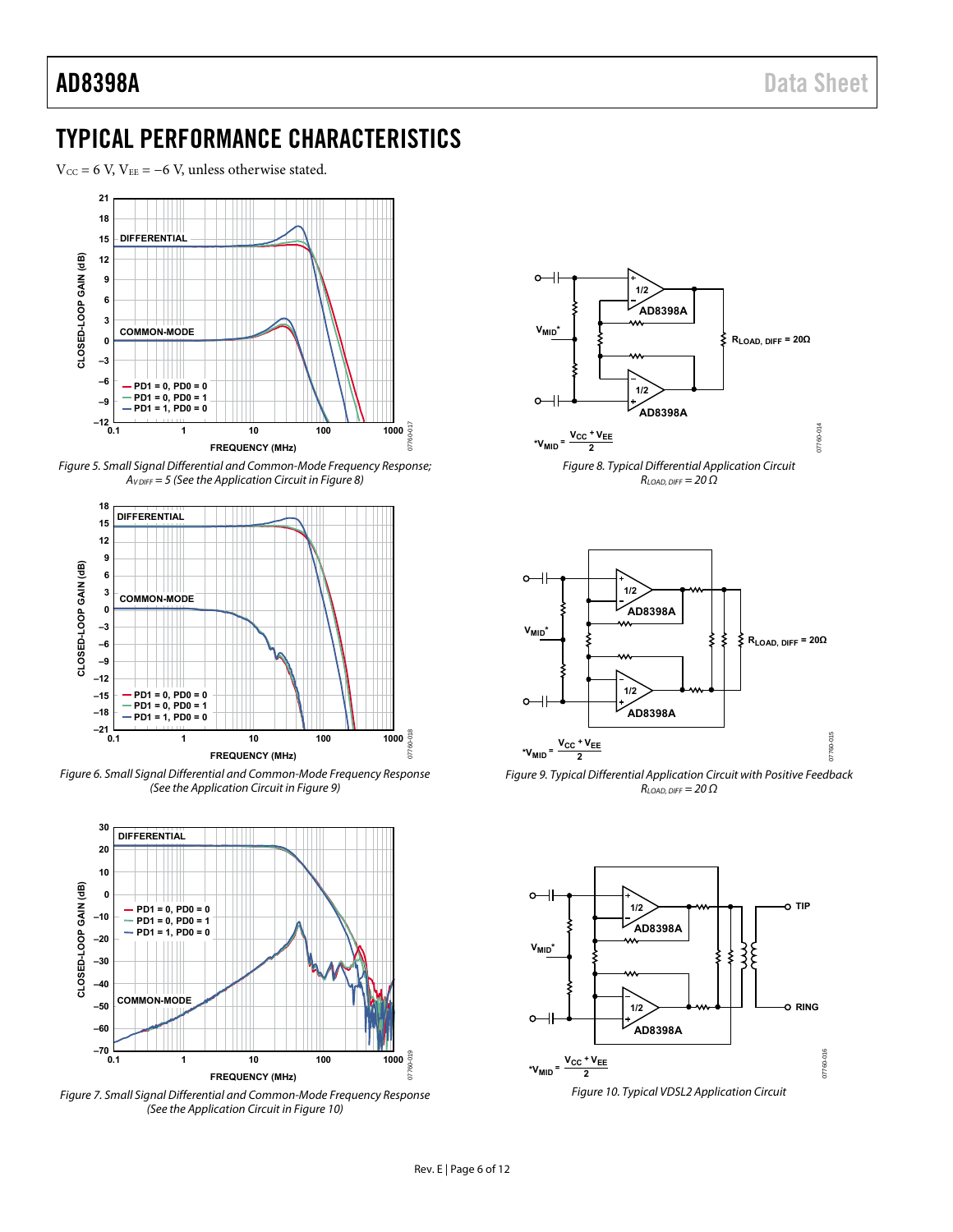# TYPICAL PERFORMANCE CHARACTERISTICS

$V_{CC}$ = 6 V, $V_{EE}$ = −6 V, unless otherwise stated.

*Figure 5. Small Signal Differential and Common-Mode Frequency Response; $A_{V\,DIFF}$ = 5 (See the Application Circuit in Figure 8)*

*Figure 6. Small Signal Differential and Common-Mode Frequency Response (See the Application Circuit in Figure 9)*

*Figure 7. Small Signal Differential and Common-Mode Frequency Response (See the Application Circuit in Figure 10)*

*Figure 8. Typical Differential Application Circuit $R_{LOAD,\,DIFF}$ = 20 Ω*

*Figure 9. Typical Differential Application Circuit with Positive Feedback $R_{LOAD,\,DIFF}$ = 20 Ω*

*Figure 10. Typical VDSL2 Application Circuit*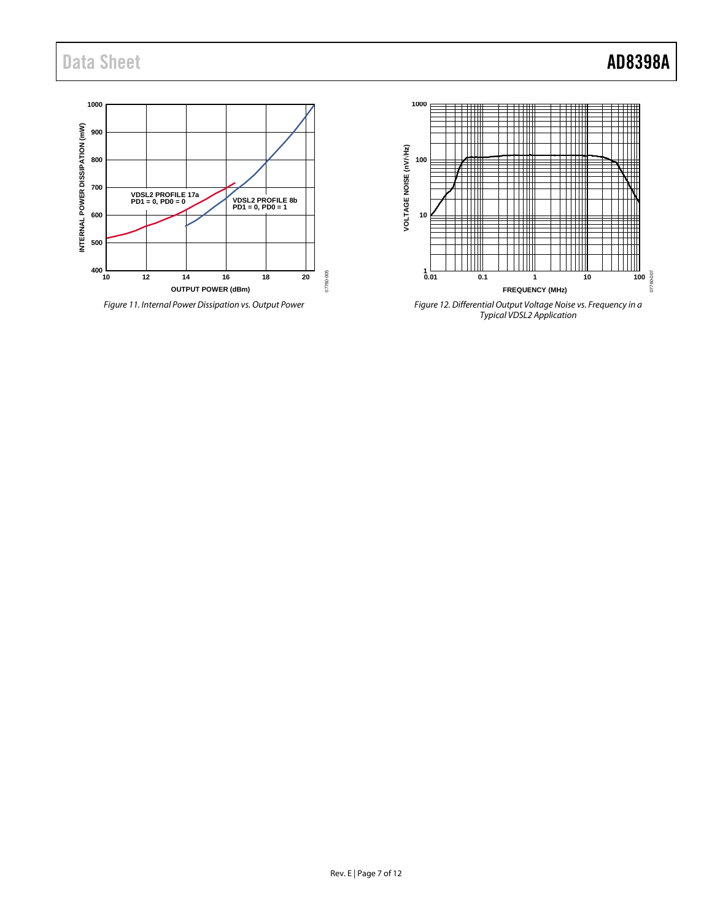Figure 11. Internal Power Dissipation vs. Output Power

Figure 12. Differential Output Voltage Noise vs. Frequency in a Typical VDSL2 Application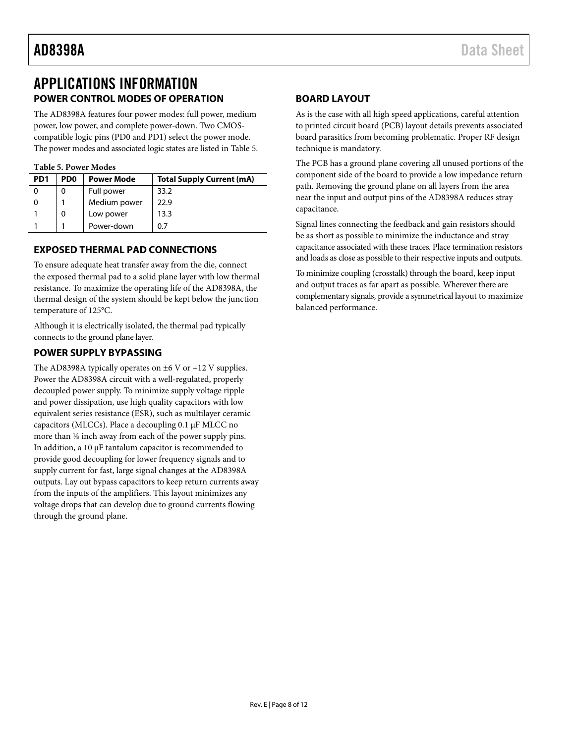# APPLICATIONS INFORMATION

## POWER CONTROL MODES OF OPERATION

The AD8398A features four power modes: full power, medium power, low power, and complete power-down. Two CMOS-compatible logic pins (PD0 and PD1) select the power mode. The power modes and associated logic states are listed in Table 5.

**Table 5. Power Modes**

| PD1 | PD0 | Power Mode | Total Supply Current (mA) |
|---|---|---|---|
| 0 | 0 | Full power | 33.2 |
| 0 | 1 | Medium power | 22.9 |
| 1 | 0 | Low power | 13.3 |
| 1 | 1 | Power-down | 0.7 |

## EXPOSED THERMAL PAD CONNECTIONS

To ensure adequate heat transfer away from the die, connect the exposed thermal pad to a solid plane layer with low thermal resistance. To maximize the operating life of the AD8398A, the thermal design of the system should be kept below the junction temperature of 125°C.

Although it is electrically isolated, the thermal pad typically connects to the ground plane layer.

## POWER SUPPLY BYPASSING

The AD8398A typically operates on ±6 V or +12 V supplies. Power the AD8398A circuit with a well-regulated, properly decoupled power supply. To minimize supply voltage ripple and power dissipation, use high quality capacitors with low equivalent series resistance (ESR), such as multilayer ceramic capacitors (MLCCs). Place a decoupling 0.1 μF MLCC no more than ⅛ inch away from each of the power supply pins. In addition, a 10 μF tantalum capacitor is recommended to provide good decoupling for lower frequency signals and to supply current for fast, large signal changes at the AD8398A outputs. Lay out bypass capacitors to keep return currents away from the inputs of the amplifiers. This layout minimizes any voltage drops that can develop due to ground currents flowing through the ground plane.

## BOARD LAYOUT

As is the case with all high speed applications, careful attention to printed circuit board (PCB) layout details prevents associated board parasitics from becoming problematic. Proper RF design technique is mandatory.

The PCB has a ground plane covering all unused portions of the component side of the board to provide a low impedance return path. Removing the ground plane on all layers from the area near the input and output pins of the AD8398A reduces stray capacitance.

Signal lines connecting the feedback and gain resistors should be as short as possible to minimize the inductance and stray capacitance associated with these traces. Place termination resistors and loads as close as possible to their respective inputs and outputs.

To minimize coupling (crosstalk) through the board, keep input and output traces as far apart as possible. Wherever there are complementary signals, provide a symmetrical layout to maximize balanced performance.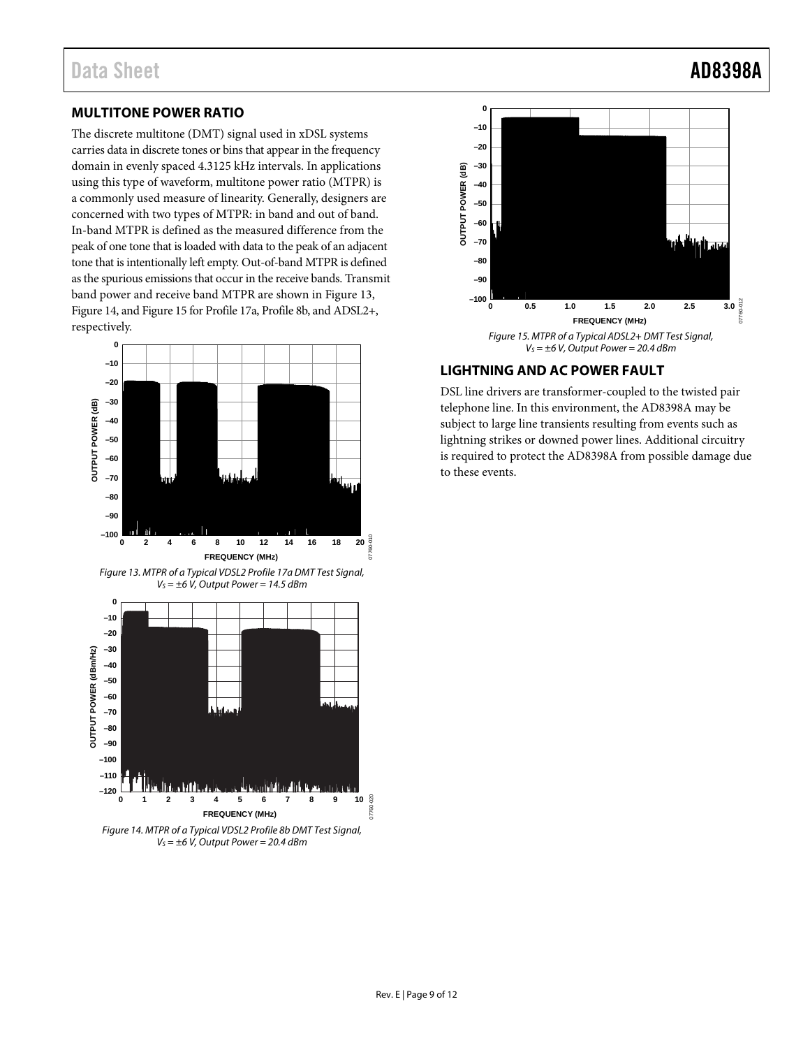## MULTITONE POWER RATIO

The discrete multitone (DMT) signal used in xDSL systems carries data in discrete tones or bins that appear in the frequency domain in evenly spaced 4.3125 kHz intervals. In applications using this type of waveform, multitone power ratio (MTPR) is a commonly used measure of linearity. Generally, designers are concerned with two types of MTPR: in band and out of band. In-band MTPR is defined as the measured difference from the peak of one tone that is loaded with data to the peak of an adjacent tone that is intentionally left empty. Out-of-band MTPR is defined as the spurious emissions that occur in the receive bands. Transmit band power and receive band MTPR are shown in Figure 13, Figure 14, and Figure 15 for Profile 17a, Profile 8b, and ADSL2+, respectively.

*Figure 13. MTPR of a Typical VDSL2 Profile 17a DMT Test Signal, $V_S = \pm 6$ V, Output Power = 14.5 dBm*

*Figure 14. MTPR of a Typical VDSL2 Profile 8b DMT Test Signal, $V_S = \pm 6$ V, Output Power = 20.4 dBm*

*Figure 15. MTPR of a Typical ADSL2+ DMT Test Signal, $V_S = \pm 6$ V, Output Power = 20.4 dBm*

## LIGHTNING AND AC POWER FAULT

DSL line drivers are transformer-coupled to the twisted pair telephone line. In this environment, the AD8398A may be subject to large line transients resulting from events such as lightning strikes or downed power lines. Additional circuitry is required to protect the AD8398A from possible damage due to these events.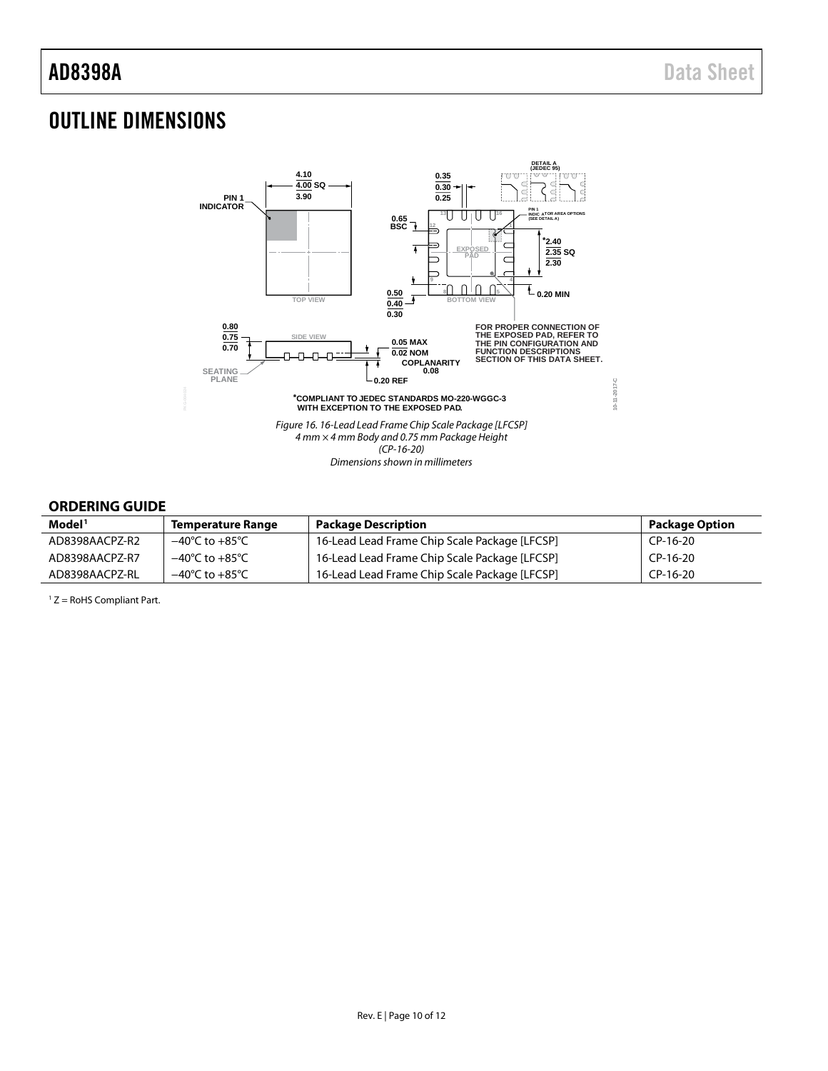# OUTLINE DIMENSIONS

*Figure 16. 16-Lead Lead Frame Chip Scale Package [LFCSP]*
*4 mm × 4 mm Body and 0.75 mm Package Height*
*(CP-16-20)*
*Dimensions shown in millimeters*

## ORDERING GUIDE

| Model[1] | Temperature Range | Package Description | Package Option |
|---|---|---|---|
| AD8398AACPZ-R2 | −40°C to +85°C | 16-Lead Lead Frame Chip Scale Package [LFCSP] | CP-16-20 |
| AD8398AACPZ-R7 | −40°C to +85°C | 16-Lead Lead Frame Chip Scale Package [LFCSP] | CP-16-20 |
| AD8398AACPZ-RL | −40°C to +85°C | 16-Lead Lead Frame Chip Scale Package [LFCSP] | CP-16-20 |

[1] Z = RoHS Compliant Part.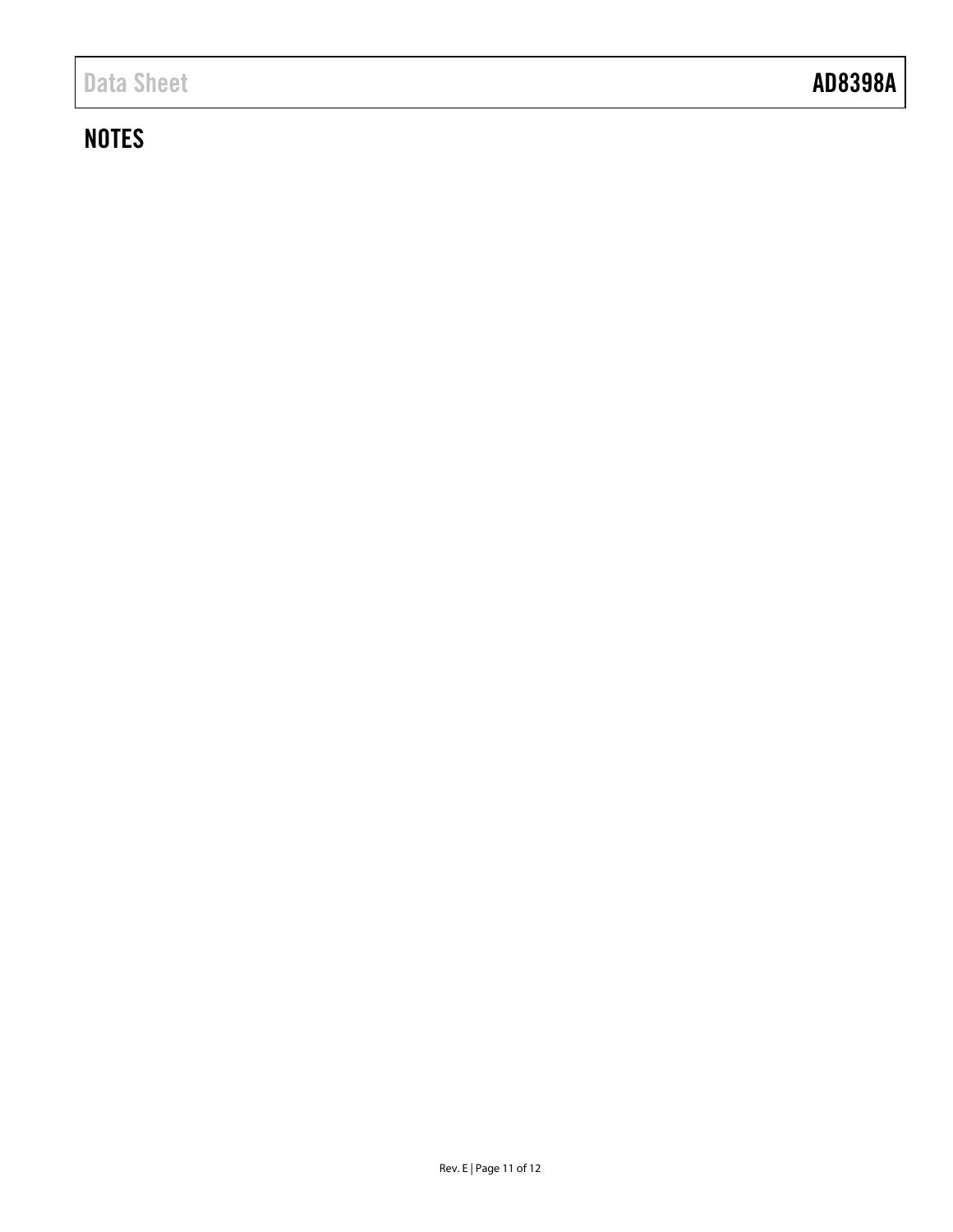## NOTES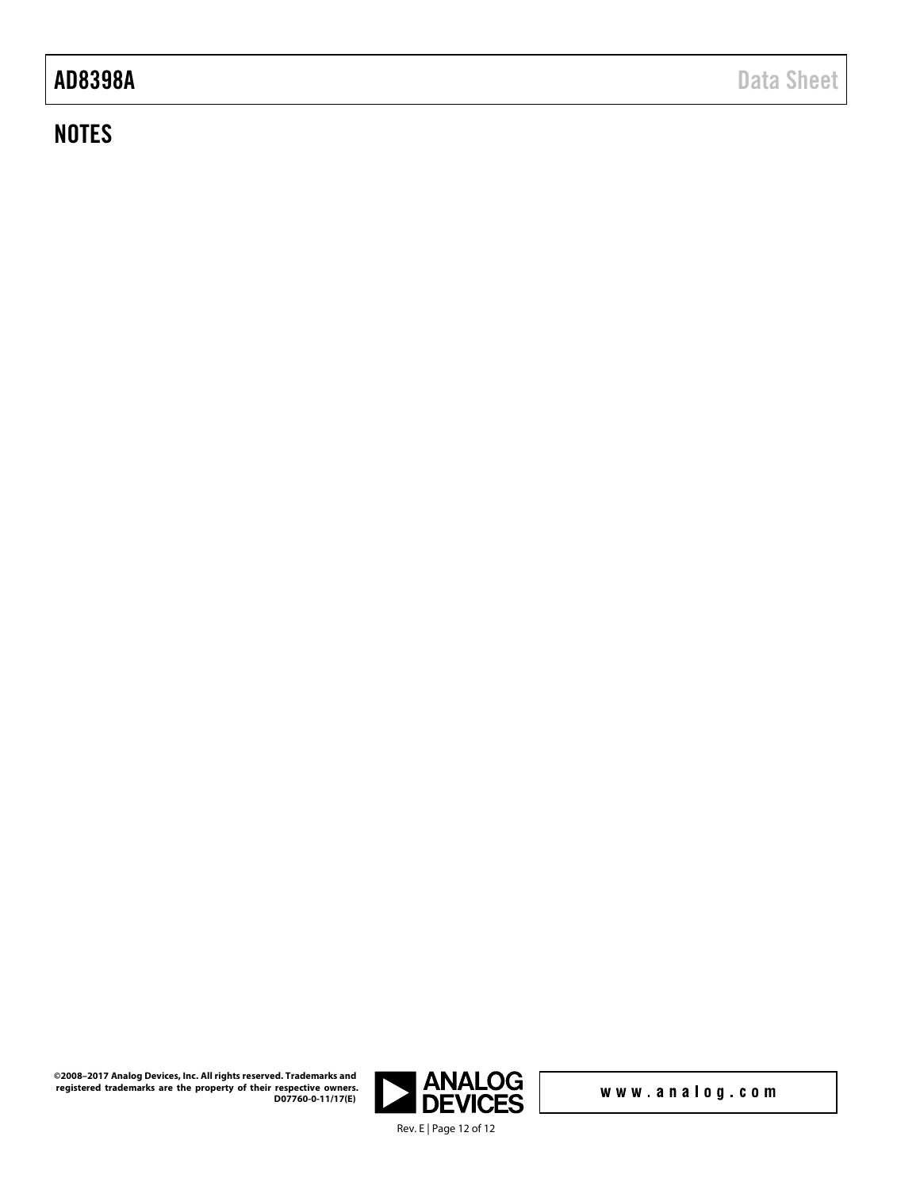## NOTES

©2008–2017 Analog Devices, Inc. All rights reserved. Trademarks and registered trademarks are the property of their respective owners.
D07760-0-11/17(E)

www.analog.com